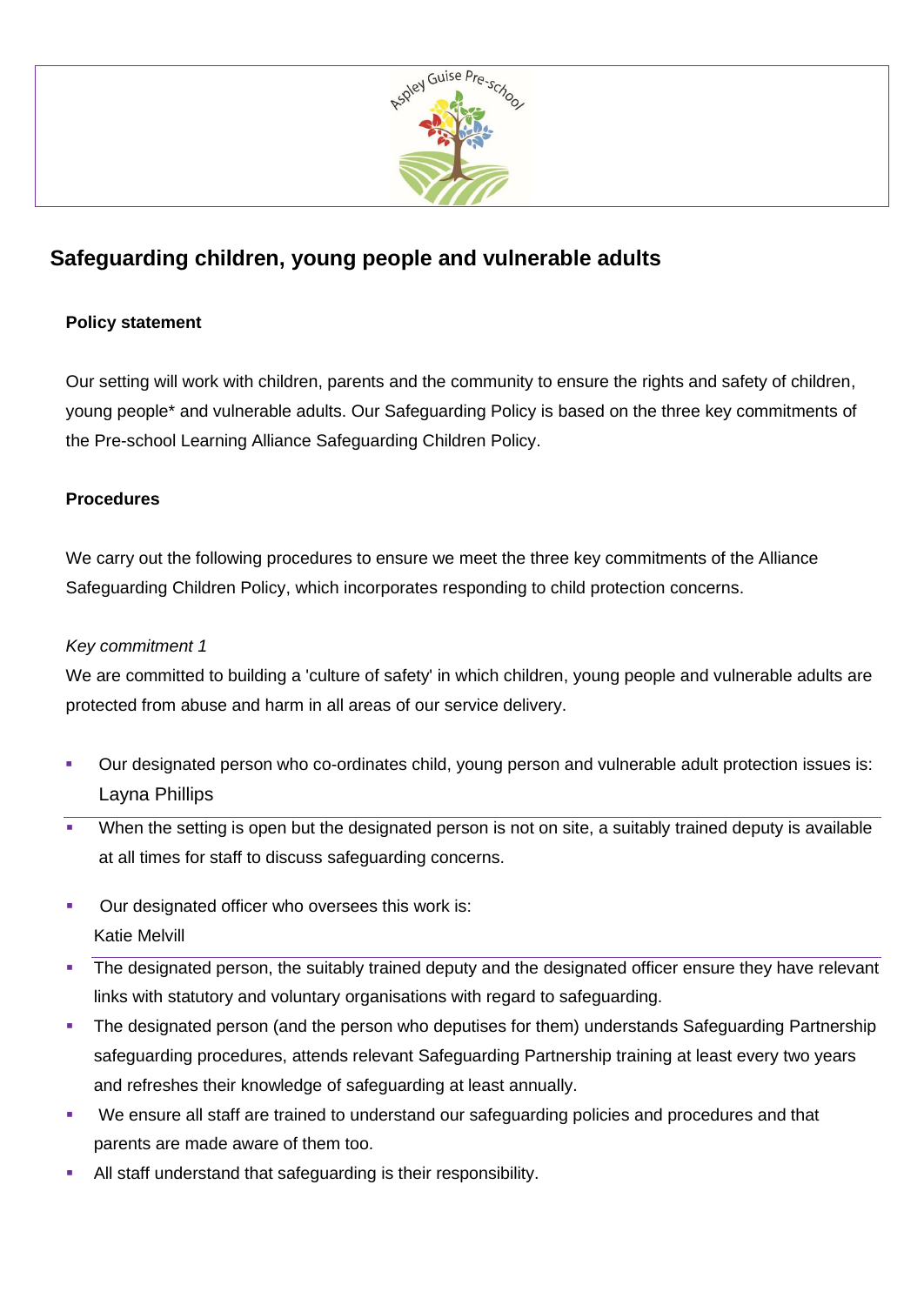# Safeguarding children, young people and vulnerable adults

## Policy statement

Our setting will work with children, parents and the community to ensure the rights and safety of children, young people* and vulnerable adults. Our Safeguarding Policy is based on the three key commitments of the Pre-school Learning Alliance Safeguarding Children Policy.

## Procedures

We carry out the following procedures to ensure we meet the three key commitments of the Alliance Safeguarding Children Policy, which incorporates responding to child protection concerns.

*Key commitment 1*

We are committed to building a 'culture of safety' in which children, young people and vulnerable adults are protected from abuse and harm in all areas of our service delivery.

- Our designated person who co-ordinates child, young person and vulnerable adult protection issues is: Layna Phillips
- When the setting is open but the designated person is not on site, a suitably trained deputy is available at all times for staff to discuss safeguarding concerns.
- Our designated officer who oversees this work is: Katie Melvill
- The designated person, the suitably trained deputy and the designated officer ensure they have relevant links with statutory and voluntary organisations with regard to safeguarding.
- The designated person (and the person who deputises for them) understands Safeguarding Partnership safeguarding procedures, attends relevant Safeguarding Partnership training at least every two years and refreshes their knowledge of safeguarding at least annually.
- We ensure all staff are trained to understand our safeguarding policies and procedures and that parents are made aware of them too.
- All staff understand that safeguarding is their responsibility.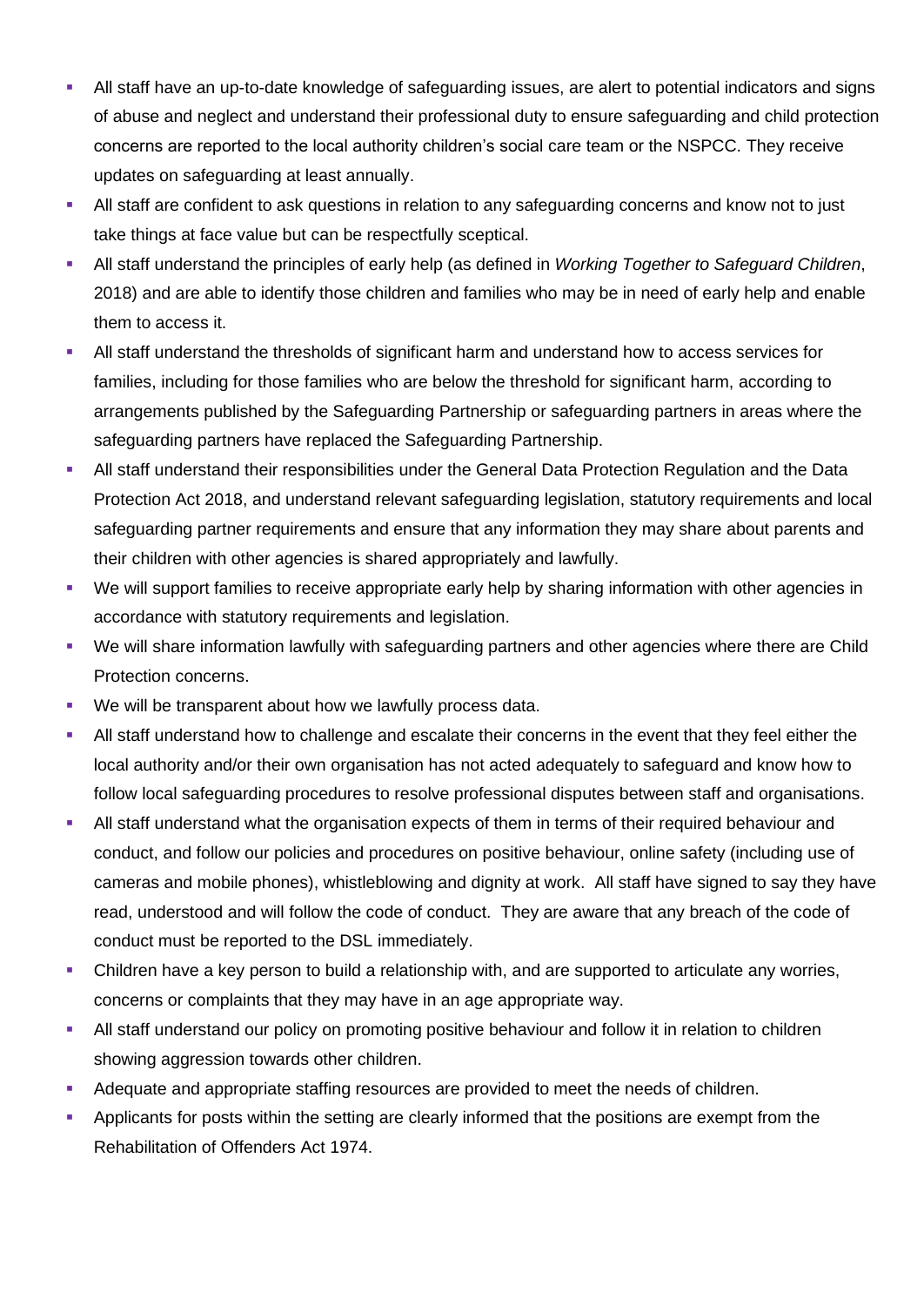- All staff have an up-to-date knowledge of safeguarding issues, are alert to potential indicators and signs of abuse and neglect and understand their professional duty to ensure safeguarding and child protection concerns are reported to the local authority children's social care team or the NSPCC. They receive updates on safeguarding at least annually.
- All staff are confident to ask questions in relation to any safeguarding concerns and know not to just take things at face value but can be respectfully sceptical.
- All staff understand the principles of early help (as defined in *Working Together to Safeguard Children*, 2018) and are able to identify those children and families who may be in need of early help and enable them to access it.
- All staff understand the thresholds of significant harm and understand how to access services for families, including for those families who are below the threshold for significant harm, according to arrangements published by the Safeguarding Partnership or safeguarding partners in areas where the safeguarding partners have replaced the Safeguarding Partnership.
- All staff understand their responsibilities under the General Data Protection Regulation and the Data Protection Act 2018, and understand relevant safeguarding legislation, statutory requirements and local safeguarding partner requirements and ensure that any information they may share about parents and their children with other agencies is shared appropriately and lawfully.
- We will support families to receive appropriate early help by sharing information with other agencies in accordance with statutory requirements and legislation.
- We will share information lawfully with safeguarding partners and other agencies where there are Child Protection concerns.
- We will be transparent about how we lawfully process data.
- All staff understand how to challenge and escalate their concerns in the event that they feel either the local authority and/or their own organisation has not acted adequately to safeguard and know how to follow local safeguarding procedures to resolve professional disputes between staff and organisations.
- All staff understand what the organisation expects of them in terms of their required behaviour and conduct, and follow our policies and procedures on positive behaviour, online safety (including use of cameras and mobile phones), whistleblowing and dignity at work. All staff have signed to say they have read, understood and will follow the code of conduct. They are aware that any breach of the code of conduct must be reported to the DSL immediately.
- Children have a key person to build a relationship with, and are supported to articulate any worries, concerns or complaints that they may have in an age appropriate way.
- All staff understand our policy on promoting positive behaviour and follow it in relation to children showing aggression towards other children.
- Adequate and appropriate staffing resources are provided to meet the needs of children.
- Applicants for posts within the setting are clearly informed that the positions are exempt from the Rehabilitation of Offenders Act 1974.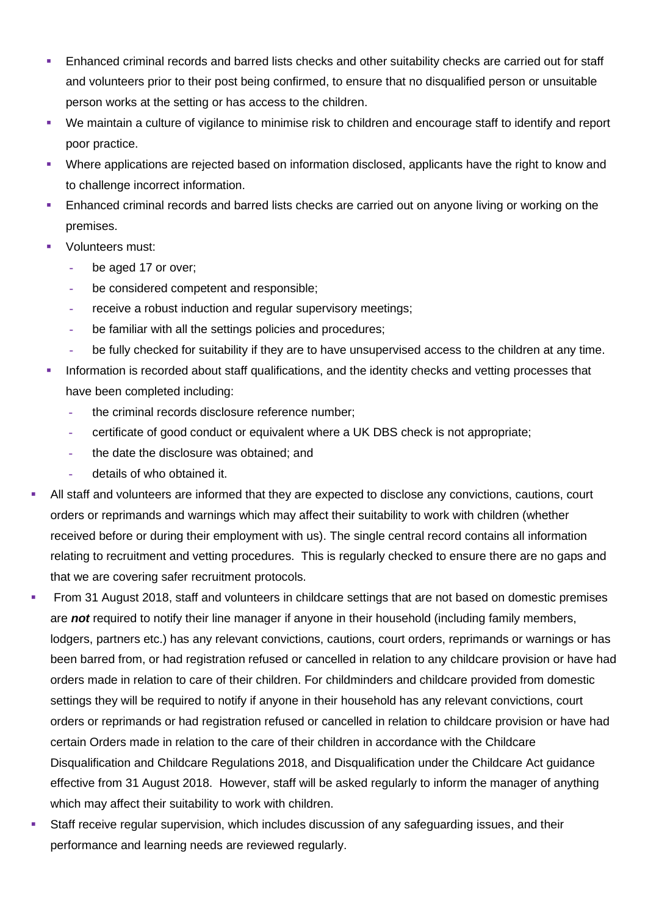- Enhanced criminal records and barred lists checks and other suitability checks are carried out for staff and volunteers prior to their post being confirmed, to ensure that no disqualified person or unsuitable person works at the setting or has access to the children.
- We maintain a culture of vigilance to minimise risk to children and encourage staff to identify and report poor practice.
- Where applications are rejected based on information disclosed, applicants have the right to know and to challenge incorrect information.
- Enhanced criminal records and barred lists checks are carried out on anyone living or working on the premises.
- Volunteers must:
  - be aged 17 or over;
  - be considered competent and responsible;
  - receive a robust induction and regular supervisory meetings;
  - be familiar with all the settings policies and procedures;
  - be fully checked for suitability if they are to have unsupervised access to the children at any time.
- Information is recorded about staff qualifications, and the identity checks and vetting processes that have been completed including:
  - the criminal records disclosure reference number;
  - certificate of good conduct or equivalent where a UK DBS check is not appropriate;
  - the date the disclosure was obtained; and
  - details of who obtained it.

- All staff and volunteers are informed that they are expected to disclose any convictions, cautions, court orders or reprimands and warnings which may affect their suitability to work with children (whether received before or during their employment with us). The single central record contains all information relating to recruitment and vetting procedures. This is regularly checked to ensure there are no gaps and that we are covering safer recruitment protocols.
- From 31 August 2018, staff and volunteers in childcare settings that are not based on domestic premises are ***not*** required to notify their line manager if anyone in their household (including family members, lodgers, partners etc.) has any relevant convictions, cautions, court orders, reprimands or warnings or has been barred from, or had registration refused or cancelled in relation to any childcare provision or have had orders made in relation to care of their children. For childminders and childcare provided from domestic settings they will be required to notify if anyone in their household has any relevant convictions, court orders or reprimands or had registration refused or cancelled in relation to childcare provision or have had certain Orders made in relation to the care of their children in accordance with the Childcare Disqualification and Childcare Regulations 2018, and Disqualification under the Childcare Act guidance effective from 31 August 2018. However, staff will be asked regularly to inform the manager of anything which may affect their suitability to work with children.
- Staff receive regular supervision, which includes discussion of any safeguarding issues, and their performance and learning needs are reviewed regularly.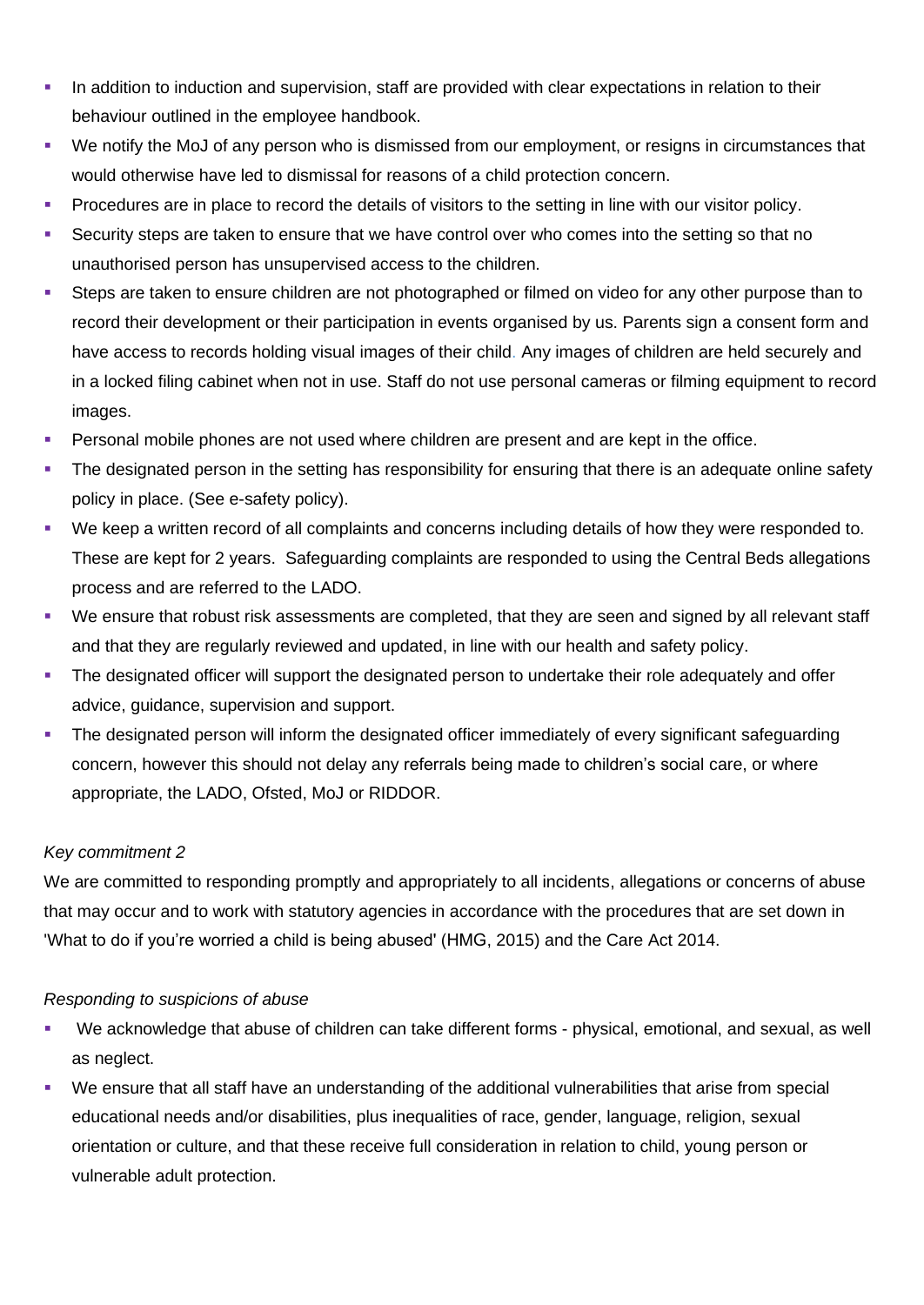- In addition to induction and supervision, staff are provided with clear expectations in relation to their behaviour outlined in the employee handbook.
- We notify the MoJ of any person who is dismissed from our employment, or resigns in circumstances that would otherwise have led to dismissal for reasons of a child protection concern.
- Procedures are in place to record the details of visitors to the setting in line with our visitor policy.
- Security steps are taken to ensure that we have control over who comes into the setting so that no unauthorised person has unsupervised access to the children.
- Steps are taken to ensure children are not photographed or filmed on video for any other purpose than to record their development or their participation in events organised by us. Parents sign a consent form and have access to records holding visual images of their child. Any images of children are held securely and in a locked filing cabinet when not in use. Staff do not use personal cameras or filming equipment to record images.
- Personal mobile phones are not used where children are present and are kept in the office.
- The designated person in the setting has responsibility for ensuring that there is an adequate online safety policy in place. (See e-safety policy).
- We keep a written record of all complaints and concerns including details of how they were responded to. These are kept for 2 years. Safeguarding complaints are responded to using the Central Beds allegations process and are referred to the LADO.
- We ensure that robust risk assessments are completed, that they are seen and signed by all relevant staff and that they are regularly reviewed and updated, in line with our health and safety policy.
- The designated officer will support the designated person to undertake their role adequately and offer advice, guidance, supervision and support.
- The designated person will inform the designated officer immediately of every significant safeguarding concern, however this should not delay any referrals being made to children's social care, or where appropriate, the LADO, Ofsted, MoJ or RIDDOR.

*Key commitment 2*

We are committed to responding promptly and appropriately to all incidents, allegations or concerns of abuse that may occur and to work with statutory agencies in accordance with the procedures that are set down in 'What to do if you're worried a child is being abused' (HMG, 2015) and the Care Act 2014.

*Responding to suspicions of abuse*

- We acknowledge that abuse of children can take different forms - physical, emotional, and sexual, as well as neglect.
- We ensure that all staff have an understanding of the additional vulnerabilities that arise from special educational needs and/or disabilities, plus inequalities of race, gender, language, religion, sexual orientation or culture, and that these receive full consideration in relation to child, young person or vulnerable adult protection.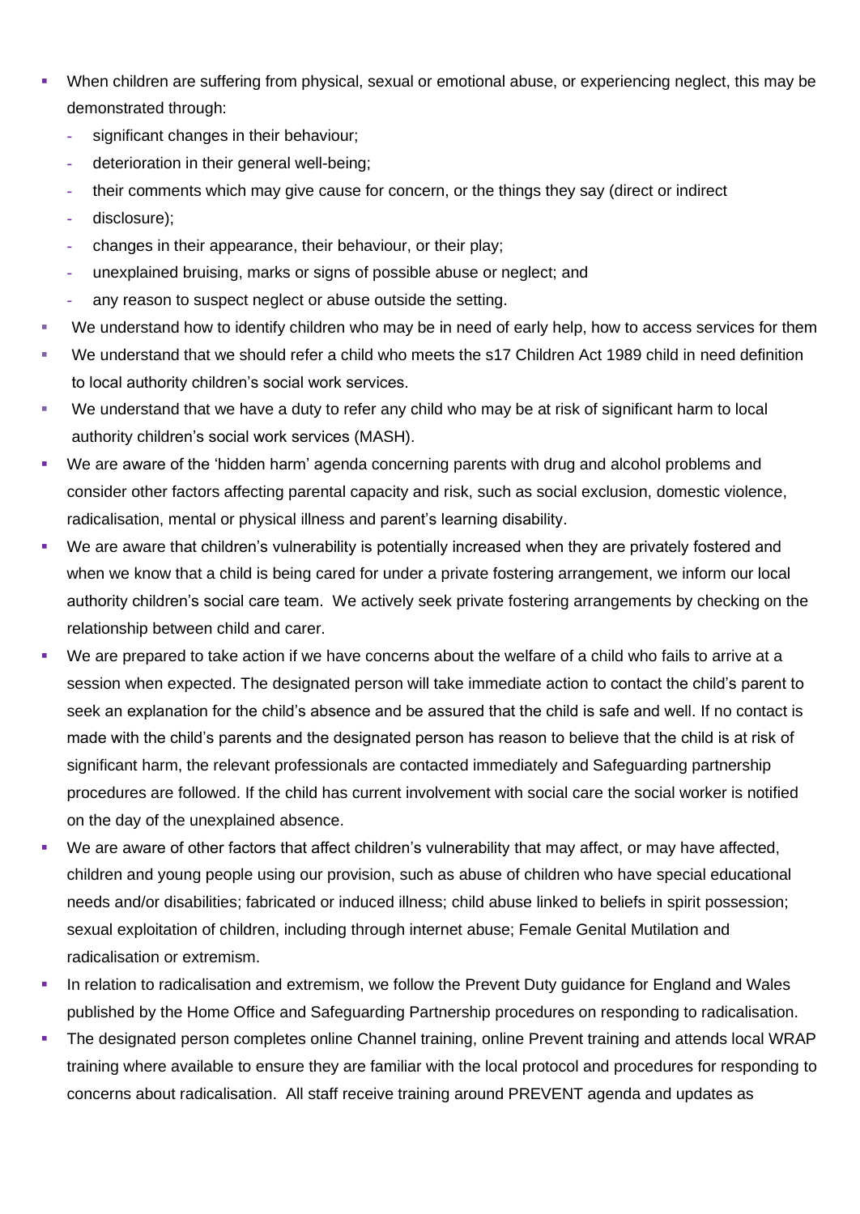- When children are suffering from physical, sexual or emotional abuse, or experiencing neglect, this may be demonstrated through:
  - significant changes in their behaviour;
  - deterioration in their general well-being;
  - their comments which may give cause for concern, or the things they say (direct or indirect
  - disclosure);
  - changes in their appearance, their behaviour, or their play;
  - unexplained bruising, marks or signs of possible abuse or neglect; and
  - any reason to suspect neglect or abuse outside the setting.
- We understand how to identify children who may be in need of early help, how to access services for them
- We understand that we should refer a child who meets the s17 Children Act 1989 child in need definition to local authority children's social work services.
- We understand that we have a duty to refer any child who may be at risk of significant harm to local authority children's social work services (MASH).
- We are aware of the 'hidden harm' agenda concerning parents with drug and alcohol problems and consider other factors affecting parental capacity and risk, such as social exclusion, domestic violence, radicalisation, mental or physical illness and parent's learning disability.
- We are aware that children's vulnerability is potentially increased when they are privately fostered and when we know that a child is being cared for under a private fostering arrangement, we inform our local authority children's social care team. We actively seek private fostering arrangements by checking on the relationship between child and carer.
- We are prepared to take action if we have concerns about the welfare of a child who fails to arrive at a session when expected. The designated person will take immediate action to contact the child's parent to seek an explanation for the child's absence and be assured that the child is safe and well. If no contact is made with the child's parents and the designated person has reason to believe that the child is at risk of significant harm, the relevant professionals are contacted immediately and Safeguarding partnership procedures are followed. If the child has current involvement with social care the social worker is notified on the day of the unexplained absence.
- We are aware of other factors that affect children's vulnerability that may affect, or may have affected, children and young people using our provision, such as abuse of children who have special educational needs and/or disabilities; fabricated or induced illness; child abuse linked to beliefs in spirit possession; sexual exploitation of children, including through internet abuse; Female Genital Mutilation and radicalisation or extremism.
- In relation to radicalisation and extremism, we follow the Prevent Duty guidance for England and Wales published by the Home Office and Safeguarding Partnership procedures on responding to radicalisation.
- The designated person completes online Channel training, online Prevent training and attends local WRAP training where available to ensure they are familiar with the local protocol and procedures for responding to concerns about radicalisation. All staff receive training around PREVENT agenda and updates as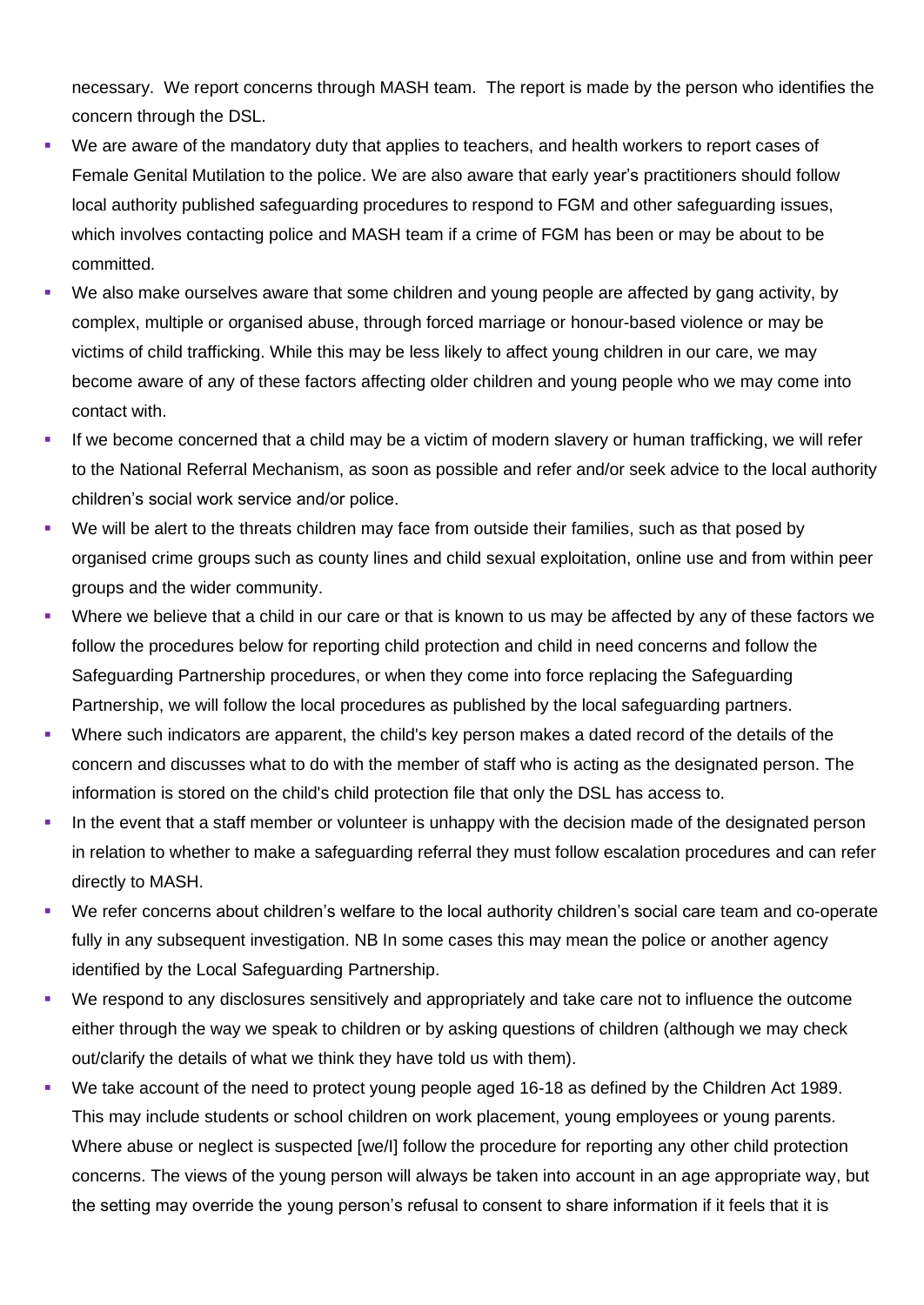necessary. We report concerns through MASH team. The report is made by the person who identifies the concern through the DSL.

- We are aware of the mandatory duty that applies to teachers, and health workers to report cases of Female Genital Mutilation to the police. We are also aware that early year's practitioners should follow local authority published safeguarding procedures to respond to FGM and other safeguarding issues, which involves contacting police and MASH team if a crime of FGM has been or may be about to be committed.
- We also make ourselves aware that some children and young people are affected by gang activity, by complex, multiple or organised abuse, through forced marriage or honour-based violence or may be victims of child trafficking. While this may be less likely to affect young children in our care, we may become aware of any of these factors affecting older children and young people who we may come into contact with.
- If we become concerned that a child may be a victim of modern slavery or human trafficking, we will refer to the National Referral Mechanism, as soon as possible and refer and/or seek advice to the local authority children's social work service and/or police.
- We will be alert to the threats children may face from outside their families, such as that posed by organised crime groups such as county lines and child sexual exploitation, online use and from within peer groups and the wider community.
- Where we believe that a child in our care or that is known to us may be affected by any of these factors we follow the procedures below for reporting child protection and child in need concerns and follow the Safeguarding Partnership procedures, or when they come into force replacing the Safeguarding Partnership, we will follow the local procedures as published by the local safeguarding partners.
- Where such indicators are apparent, the child's key person makes a dated record of the details of the concern and discusses what to do with the member of staff who is acting as the designated person. The information is stored on the child's child protection file that only the DSL has access to.
- In the event that a staff member or volunteer is unhappy with the decision made of the designated person in relation to whether to make a safeguarding referral they must follow escalation procedures and can refer directly to MASH.
- We refer concerns about children's welfare to the local authority children's social care team and co-operate fully in any subsequent investigation. NB In some cases this may mean the police or another agency identified by the Local Safeguarding Partnership.
- We respond to any disclosures sensitively and appropriately and take care not to influence the outcome either through the way we speak to children or by asking questions of children (although we may check out/clarify the details of what we think they have told us with them).
- We take account of the need to protect young people aged 16-18 as defined by the Children Act 1989. This may include students or school children on work placement, young employees or young parents. Where abuse or neglect is suspected [we/I] follow the procedure for reporting any other child protection concerns. The views of the young person will always be taken into account in an age appropriate way, but the setting may override the young person's refusal to consent to share information if it feels that it is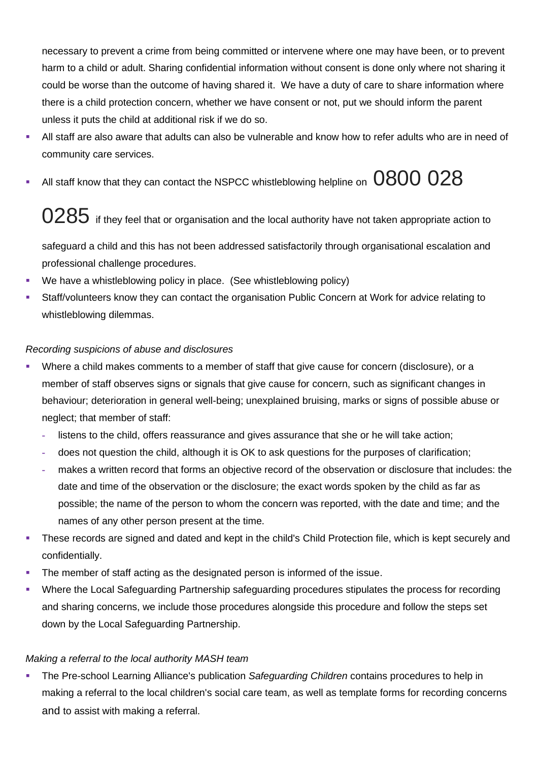necessary to prevent a crime from being committed or intervene where one may have been, or to prevent harm to a child or adult. Sharing confidential information without consent is done only where not sharing it could be worse than the outcome of having shared it. We have a duty of care to share information where there is a child protection concern, whether we have consent or not, put we should inform the parent unless it puts the child at additional risk if we do so.

- All staff are also aware that adults can also be vulnerable and know how to refer adults who are in need of community care services.
- All staff know that they can contact the NSPCC whistleblowing helpline on 0800 028 0285 if they feel that or organisation and the local authority have not taken appropriate action to safeguard a child and this has not been addressed satisfactorily through organisational escalation and professional challenge procedures.
- We have a whistleblowing policy in place. (See whistleblowing policy)
- Staff/volunteers know they can contact the organisation Public Concern at Work for advice relating to whistleblowing dilemmas.

*Recording suspicions of abuse and disclosures*

- Where a child makes comments to a member of staff that give cause for concern (disclosure), or a member of staff observes signs or signals that give cause for concern, such as significant changes in behaviour; deterioration in general well-being; unexplained bruising, marks or signs of possible abuse or neglect; that member of staff:
  - listens to the child, offers reassurance and gives assurance that she or he will take action;
  - does not question the child, although it is OK to ask questions for the purposes of clarification;
  - makes a written record that forms an objective record of the observation or disclosure that includes: the date and time of the observation or the disclosure; the exact words spoken by the child as far as possible; the name of the person to whom the concern was reported, with the date and time; and the names of any other person present at the time.
- These records are signed and dated and kept in the child's Child Protection file, which is kept securely and confidentially.
- The member of staff acting as the designated person is informed of the issue.
- Where the Local Safeguarding Partnership safeguarding procedures stipulates the process for recording and sharing concerns, we include those procedures alongside this procedure and follow the steps set down by the Local Safeguarding Partnership.

*Making a referral to the local authority MASH team*

- The Pre-school Learning Alliance's publication *Safeguarding Children* contains procedures to help in making a referral to the local children's social care team, as well as template forms for recording concerns and to assist with making a referral.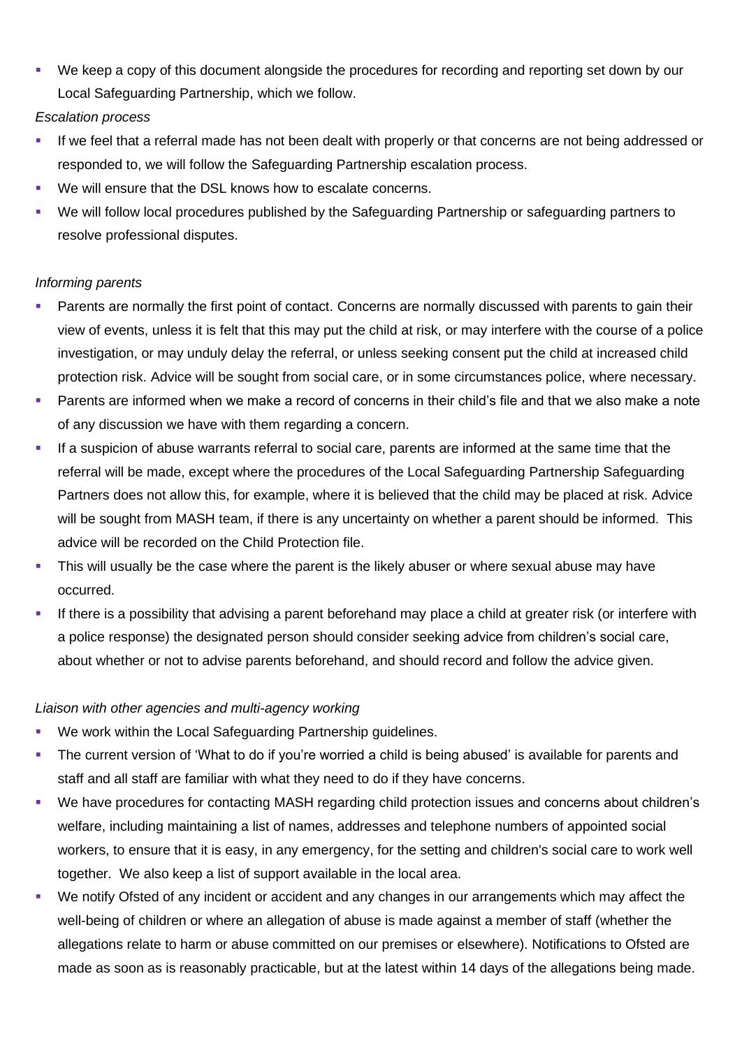- We keep a copy of this document alongside the procedures for recording and reporting set down by our Local Safeguarding Partnership, which we follow.

*Escalation process*

- If we feel that a referral made has not been dealt with properly or that concerns are not being addressed or responded to, we will follow the Safeguarding Partnership escalation process.
- We will ensure that the DSL knows how to escalate concerns.
- We will follow local procedures published by the Safeguarding Partnership or safeguarding partners to resolve professional disputes.

*Informing parents*

- Parents are normally the first point of contact. Concerns are normally discussed with parents to gain their view of events, unless it is felt that this may put the child at risk, or may interfere with the course of a police investigation, or may unduly delay the referral, or unless seeking consent put the child at increased child protection risk. Advice will be sought from social care, or in some circumstances police, where necessary.
- Parents are informed when we make a record of concerns in their child's file and that we also make a note of any discussion we have with them regarding a concern.
- If a suspicion of abuse warrants referral to social care, parents are informed at the same time that the referral will be made, except where the procedures of the Local Safeguarding Partnership Safeguarding Partners does not allow this, for example, where it is believed that the child may be placed at risk. Advice will be sought from MASH team, if there is any uncertainty on whether a parent should be informed. This advice will be recorded on the Child Protection file.
- This will usually be the case where the parent is the likely abuser or where sexual abuse may have occurred.
- If there is a possibility that advising a parent beforehand may place a child at greater risk (or interfere with a police response) the designated person should consider seeking advice from children's social care, about whether or not to advise parents beforehand, and should record and follow the advice given.

*Liaison with other agencies and multi-agency working*

- We work within the Local Safeguarding Partnership guidelines.
- The current version of 'What to do if you're worried a child is being abused' is available for parents and staff and all staff are familiar with what they need to do if they have concerns.
- We have procedures for contacting MASH regarding child protection issues and concerns about children's welfare, including maintaining a list of names, addresses and telephone numbers of appointed social workers, to ensure that it is easy, in any emergency, for the setting and children's social care to work well together. We also keep a list of support available in the local area.
- We notify Ofsted of any incident or accident and any changes in our arrangements which may affect the well-being of children or where an allegation of abuse is made against a member of staff (whether the allegations relate to harm or abuse committed on our premises or elsewhere). Notifications to Ofsted are made as soon as is reasonably practicable, but at the latest within 14 days of the allegations being made.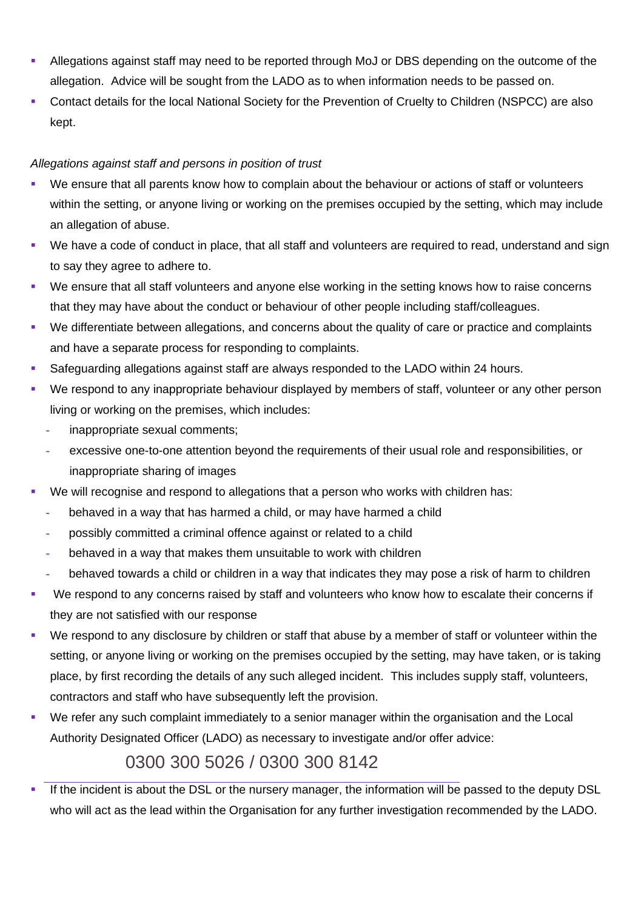- Allegations against staff may need to be reported through MoJ or DBS depending on the outcome of the allegation. Advice will be sought from the LADO as to when information needs to be passed on.
- Contact details for the local National Society for the Prevention of Cruelty to Children (NSPCC) are also kept.

*Allegations against staff and persons in position of trust*

- We ensure that all parents know how to complain about the behaviour or actions of staff or volunteers within the setting, or anyone living or working on the premises occupied by the setting, which may include an allegation of abuse.
- We have a code of conduct in place, that all staff and volunteers are required to read, understand and sign to say they agree to adhere to.
- We ensure that all staff volunteers and anyone else working in the setting knows how to raise concerns that they may have about the conduct or behaviour of other people including staff/colleagues.
- We differentiate between allegations, and concerns about the quality of care or practice and complaints and have a separate process for responding to complaints.
- Safeguarding allegations against staff are always responded to the LADO within 24 hours.
- We respond to any inappropriate behaviour displayed by members of staff, volunteer or any other person living or working on the premises, which includes:
  - inappropriate sexual comments;
  - excessive one-to-one attention beyond the requirements of their usual role and responsibilities, or inappropriate sharing of images
- We will recognise and respond to allegations that a person who works with children has:
  - behaved in a way that has harmed a child, or may have harmed a child
  - possibly committed a criminal offence against or related to a child
  - behaved in a way that makes them unsuitable to work with children
  - behaved towards a child or children in a way that indicates they may pose a risk of harm to children
- We respond to any concerns raised by staff and volunteers who know how to escalate their concerns if they are not satisfied with our response
- We respond to any disclosure by children or staff that abuse by a member of staff or volunteer within the setting, or anyone living or working on the premises occupied by the setting, may have taken, or is taking place, by first recording the details of any such alleged incident. This includes supply staff, volunteers, contractors and staff who have subsequently left the provision.
- We refer any such complaint immediately to a senior manager within the organisation and the Local Authority Designated Officer (LADO) as necessary to investigate and/or offer advice:

  0300 300 5026 / 0300 300 8142

- If the incident is about the DSL or the nursery manager, the information will be passed to the deputy DSL who will act as the lead within the Organisation for any further investigation recommended by the LADO.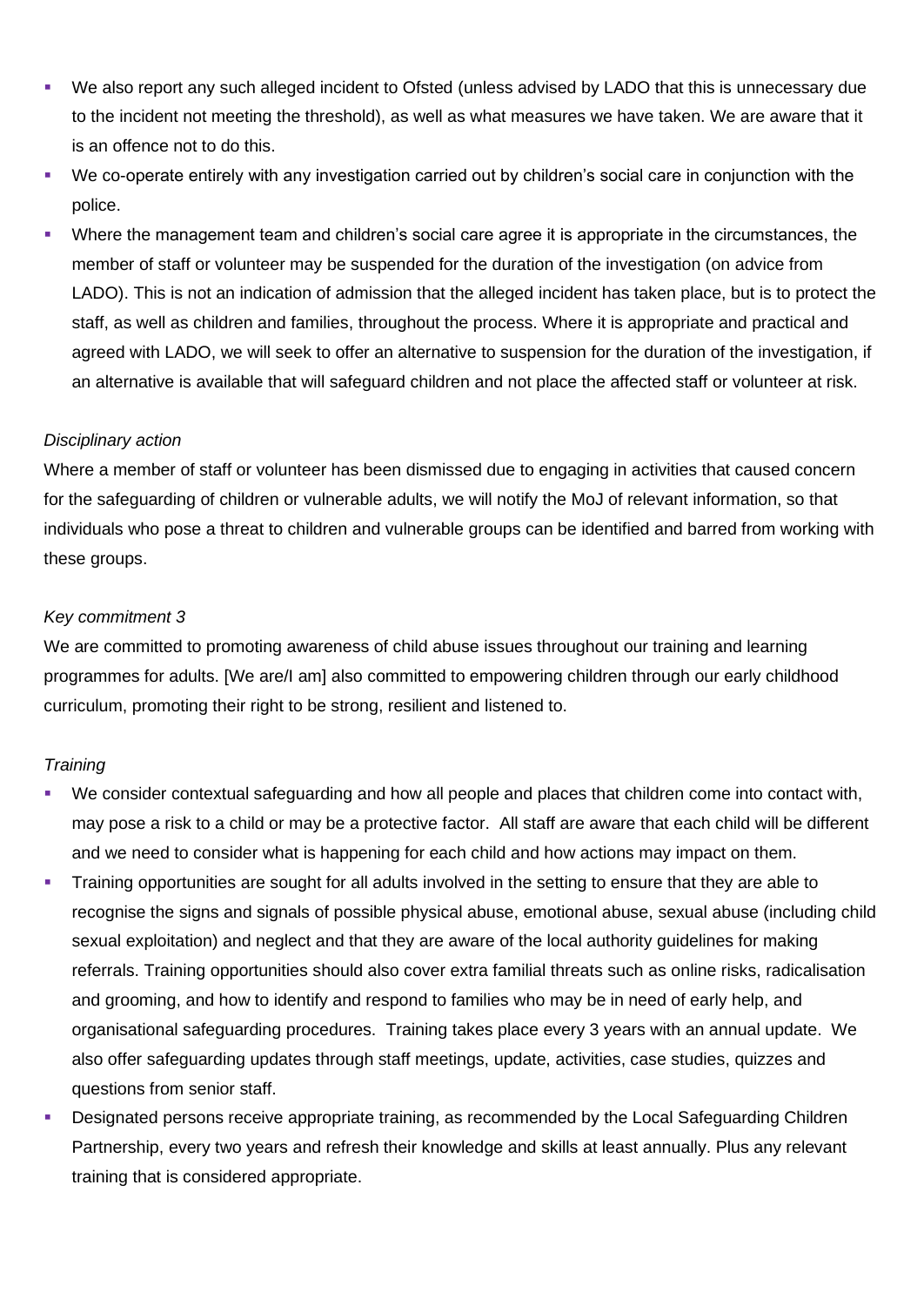- We also report any such alleged incident to Ofsted (unless advised by LADO that this is unnecessary due to the incident not meeting the threshold), as well as what measures we have taken. We are aware that it is an offence not to do this.
- We co-operate entirely with any investigation carried out by children's social care in conjunction with the police.
- Where the management team and children's social care agree it is appropriate in the circumstances, the member of staff or volunteer may be suspended for the duration of the investigation (on advice from LADO). This is not an indication of admission that the alleged incident has taken place, but is to protect the staff, as well as children and families, throughout the process. Where it is appropriate and practical and agreed with LADO, we will seek to offer an alternative to suspension for the duration of the investigation, if an alternative is available that will safeguard children and not place the affected staff or volunteer at risk.

*Disciplinary action*

Where a member of staff or volunteer has been dismissed due to engaging in activities that caused concern for the safeguarding of children or vulnerable adults, we will notify the MoJ of relevant information, so that individuals who pose a threat to children and vulnerable groups can be identified and barred from working with these groups.

*Key commitment 3*

We are committed to promoting awareness of child abuse issues throughout our training and learning programmes for adults. [We are/I am] also committed to empowering children through our early childhood curriculum, promoting their right to be strong, resilient and listened to.

*Training*

- We consider contextual safeguarding and how all people and places that children come into contact with, may pose a risk to a child or may be a protective factor. All staff are aware that each child will be different and we need to consider what is happening for each child and how actions may impact on them.
- Training opportunities are sought for all adults involved in the setting to ensure that they are able to recognise the signs and signals of possible physical abuse, emotional abuse, sexual abuse (including child sexual exploitation) and neglect and that they are aware of the local authority guidelines for making referrals. Training opportunities should also cover extra familial threats such as online risks, radicalisation and grooming, and how to identify and respond to families who may be in need of early help, and organisational safeguarding procedures. Training takes place every 3 years with an annual update. We also offer safeguarding updates through staff meetings, update, activities, case studies, quizzes and questions from senior staff.
- Designated persons receive appropriate training, as recommended by the Local Safeguarding Children Partnership, every two years and refresh their knowledge and skills at least annually. Plus any relevant training that is considered appropriate.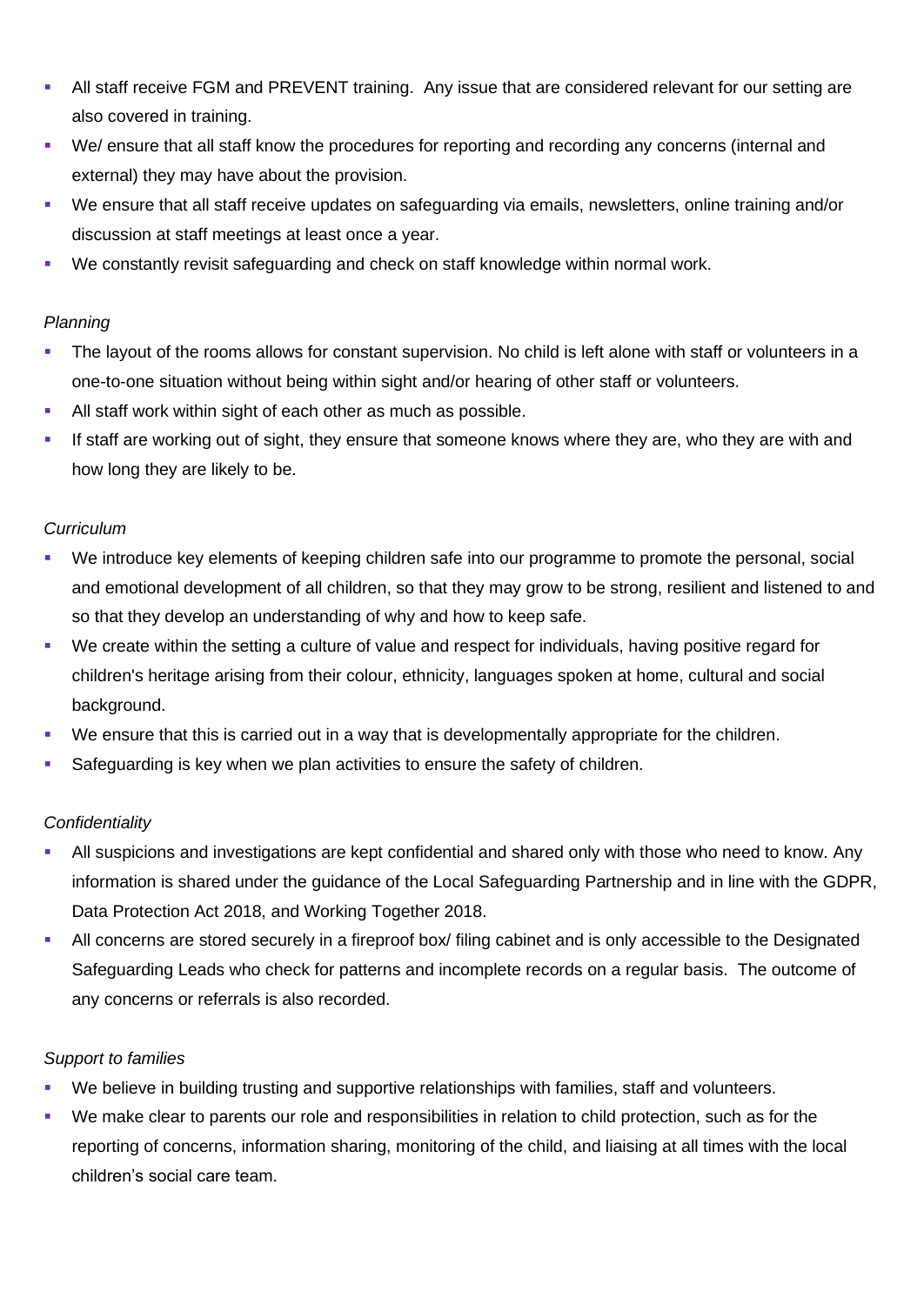- All staff receive FGM and PREVENT training. Any issue that are considered relevant for our setting are also covered in training.
- We/ ensure that all staff know the procedures for reporting and recording any concerns (internal and external) they may have about the provision.
- We ensure that all staff receive updates on safeguarding via emails, newsletters, online training and/or discussion at staff meetings at least once a year.
- We constantly revisit safeguarding and check on staff knowledge within normal work.

*Planning*

- The layout of the rooms allows for constant supervision. No child is left alone with staff or volunteers in a one-to-one situation without being within sight and/or hearing of other staff or volunteers.
- All staff work within sight of each other as much as possible.
- If staff are working out of sight, they ensure that someone knows where they are, who they are with and how long they are likely to be.

*Curriculum*

- We introduce key elements of keeping children safe into our programme to promote the personal, social and emotional development of all children, so that they may grow to be strong, resilient and listened to and so that they develop an understanding of why and how to keep safe.
- We create within the setting a culture of value and respect for individuals, having positive regard for children's heritage arising from their colour, ethnicity, languages spoken at home, cultural and social background.
- We ensure that this is carried out in a way that is developmentally appropriate for the children.
- Safeguarding is key when we plan activities to ensure the safety of children.

*Confidentiality*

- All suspicions and investigations are kept confidential and shared only with those who need to know. Any information is shared under the guidance of the Local Safeguarding Partnership and in line with the GDPR, Data Protection Act 2018, and Working Together 2018.
- All concerns are stored securely in a fireproof box/ filing cabinet and is only accessible to the Designated Safeguarding Leads who check for patterns and incomplete records on a regular basis. The outcome of any concerns or referrals is also recorded.

*Support to families*

- We believe in building trusting and supportive relationships with families, staff and volunteers.
- We make clear to parents our role and responsibilities in relation to child protection, such as for the reporting of concerns, information sharing, monitoring of the child, and liaising at all times with the local children's social care team.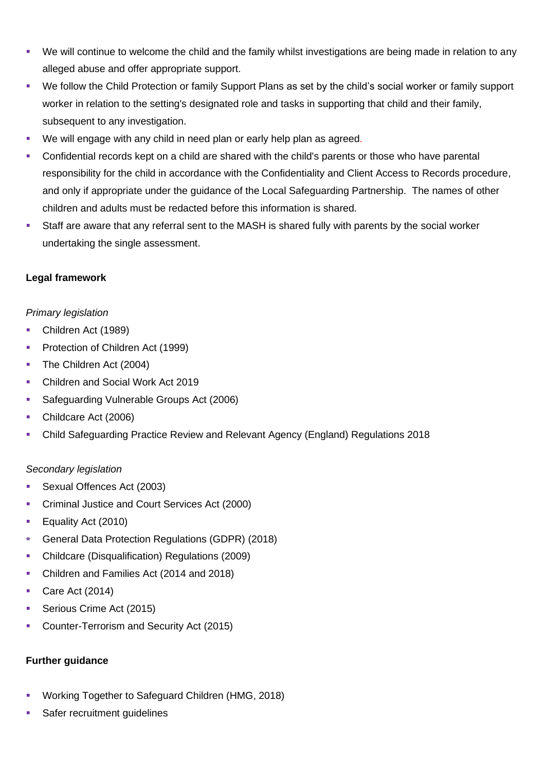- We will continue to welcome the child and the family whilst investigations are being made in relation to any alleged abuse and offer appropriate support.
- We follow the Child Protection or family Support Plans as set by the child's social worker or family support worker in relation to the setting's designated role and tasks in supporting that child and their family, subsequent to any investigation.
- We will engage with any child in need plan or early help plan as agreed.
- Confidential records kept on a child are shared with the child's parents or those who have parental responsibility for the child in accordance with the Confidentiality and Client Access to Records procedure, and only if appropriate under the guidance of the Local Safeguarding Partnership. The names of other children and adults must be redacted before this information is shared.
- Staff are aware that any referral sent to the MASH is shared fully with parents by the social worker undertaking the single assessment.

**Legal framework**

*Primary legislation*

- Children Act (1989)
- Protection of Children Act (1999)
- The Children Act (2004)
- Children and Social Work Act 2019
- Safeguarding Vulnerable Groups Act (2006)
- Childcare Act (2006)
- Child Safeguarding Practice Review and Relevant Agency (England) Regulations 2018

*Secondary legislation*

- Sexual Offences Act (2003)
- Criminal Justice and Court Services Act (2000)
- Equality Act (2010)
- General Data Protection Regulations (GDPR) (2018)
- Childcare (Disqualification) Regulations (2009)
- Children and Families Act (2014 and 2018)
- Care Act (2014)
- Serious Crime Act (2015)
- Counter-Terrorism and Security Act (2015)

**Further guidance**

- Working Together to Safeguard Children (HMG, 2018)
- Safer recruitment guidelines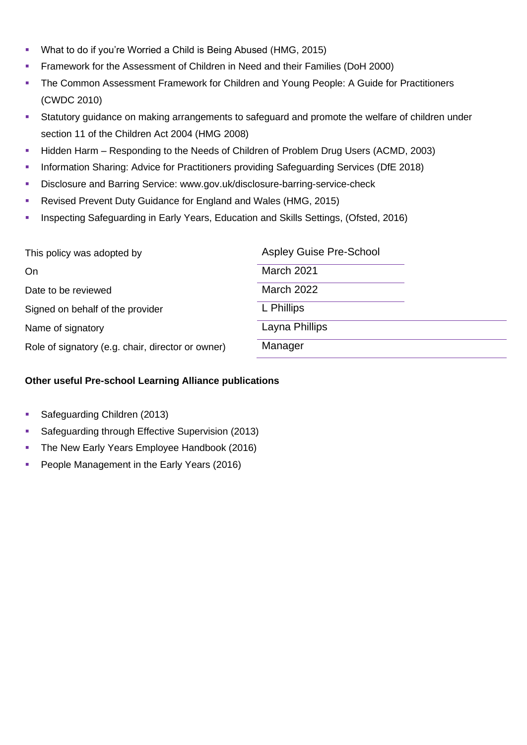- What to do if you're Worried a Child is Being Abused (HMG, 2015)
- Framework for the Assessment of Children in Need and their Families (DoH 2000)
- The Common Assessment Framework for Children and Young People: A Guide for Practitioners (CWDC 2010)
- Statutory guidance on making arrangements to safeguard and promote the welfare of children under section 11 of the Children Act 2004 (HMG 2008)
- Hidden Harm – Responding to the Needs of Children of Problem Drug Users (ACMD, 2003)
- Information Sharing: Advice for Practitioners providing Safeguarding Services (DfE 2018)
- Disclosure and Barring Service: www.gov.uk/disclosure-barring-service-check
- Revised Prevent Duty Guidance for England and Wales (HMG, 2015)
- Inspecting Safeguarding in Early Years, Education and Skills Settings, (Ofsted, 2016)

| | |
|---|---|
| This policy was adopted by | Aspley Guise Pre-School |
| On | March 2021 |
| Date to be reviewed | March 2022 |
| Signed on behalf of the provider | L Phillips |
| Name of signatory | Layna Phillips |
| Role of signatory (e.g. chair, director or owner) | Manager |

**Other useful Pre-school Learning Alliance publications**

- Safeguarding Children (2013)
- Safeguarding through Effective Supervision (2013)
- The New Early Years Employee Handbook (2016)
- People Management in the Early Years (2016)